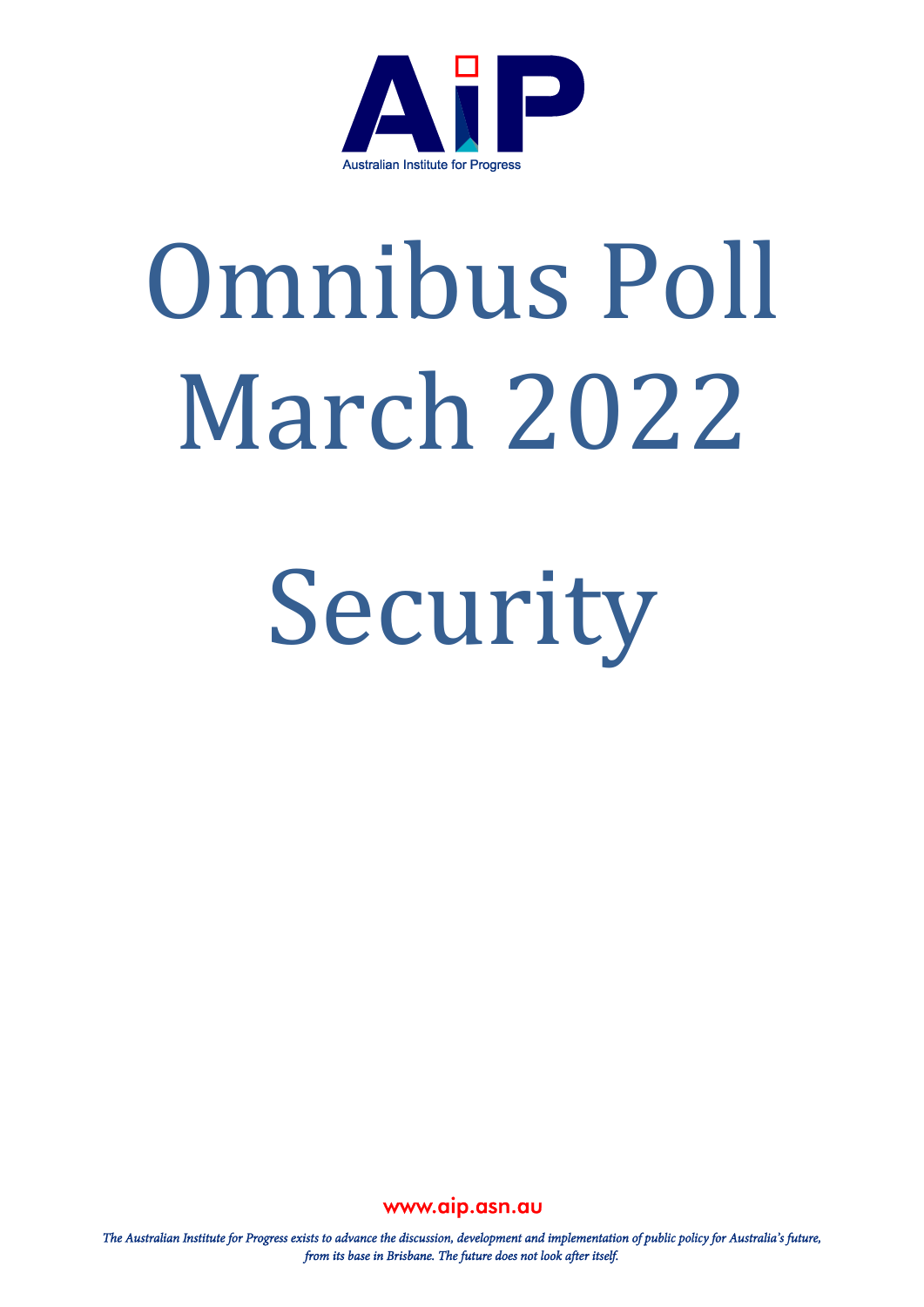AiP

Australian Institute for Progress

# Omnibus Poll March 2022

# Security

www.aip.asn.au

*The Australian Institute for Progress exists to advance the discussion, development and implementation of public policy for Australia's future, from its base in Brisbane. The future does not look after itself.*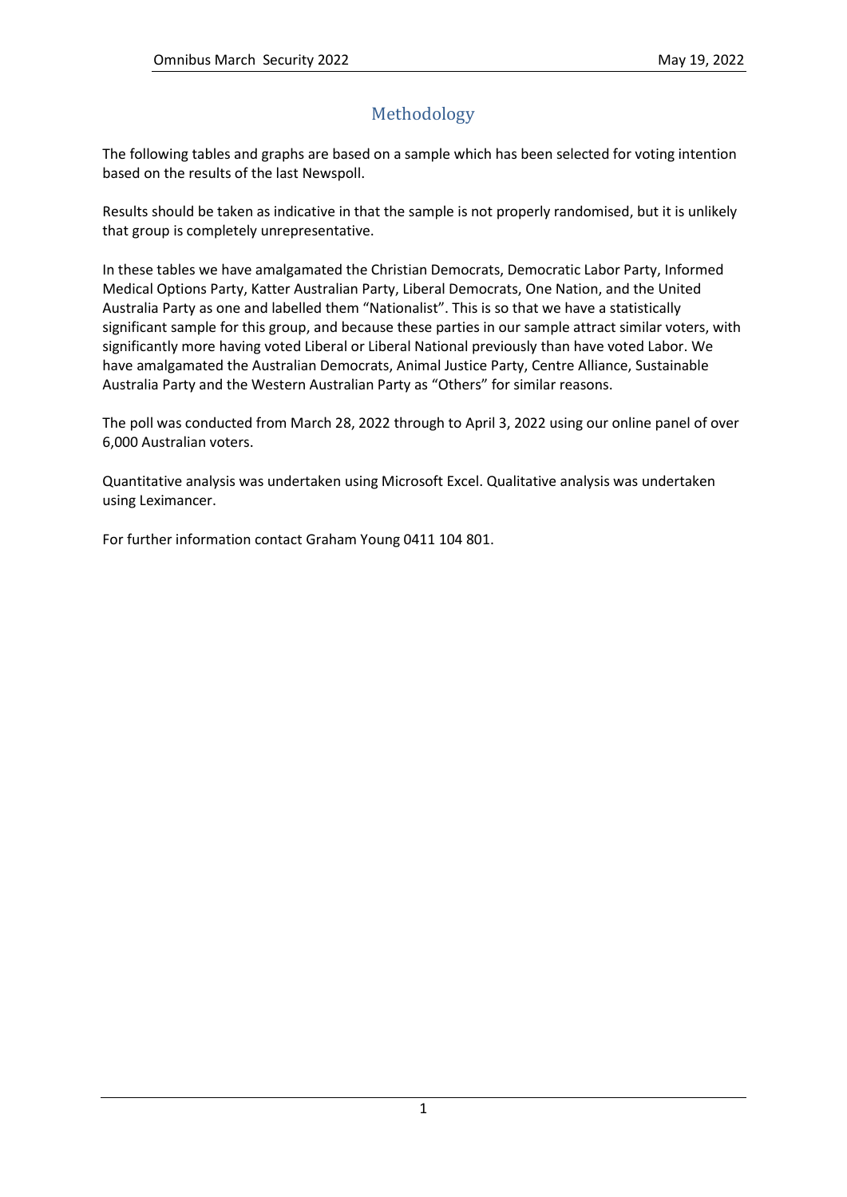# Methodology

The following tables and graphs are based on a sample which has been selected for voting intention based on the results of the last Newspoll.

Results should be taken as indicative in that the sample is not properly randomised, but it is unlikely that group is completely unrepresentative.

In these tables we have amalgamated the Christian Democrats, Democratic Labor Party, Informed Medical Options Party, Katter Australian Party, Liberal Democrats, One Nation, and the United Australia Party as one and labelled them "Nationalist". This is so that we have a statistically significant sample for this group, and because these parties in our sample attract similar voters, with significantly more having voted Liberal or Liberal National previously than have voted Labor. We have amalgamated the Australian Democrats, Animal Justice Party, Centre Alliance, Sustainable Australia Party and the Western Australian Party as "Others" for similar reasons.

The poll was conducted from March 28, 2022 through to April 3, 2022 using our online panel of over 6,000 Australian voters.

Quantitative analysis was undertaken using Microsoft Excel. Qualitative analysis was undertaken using Leximancer.

For further information contact Graham Young 0411 104 801.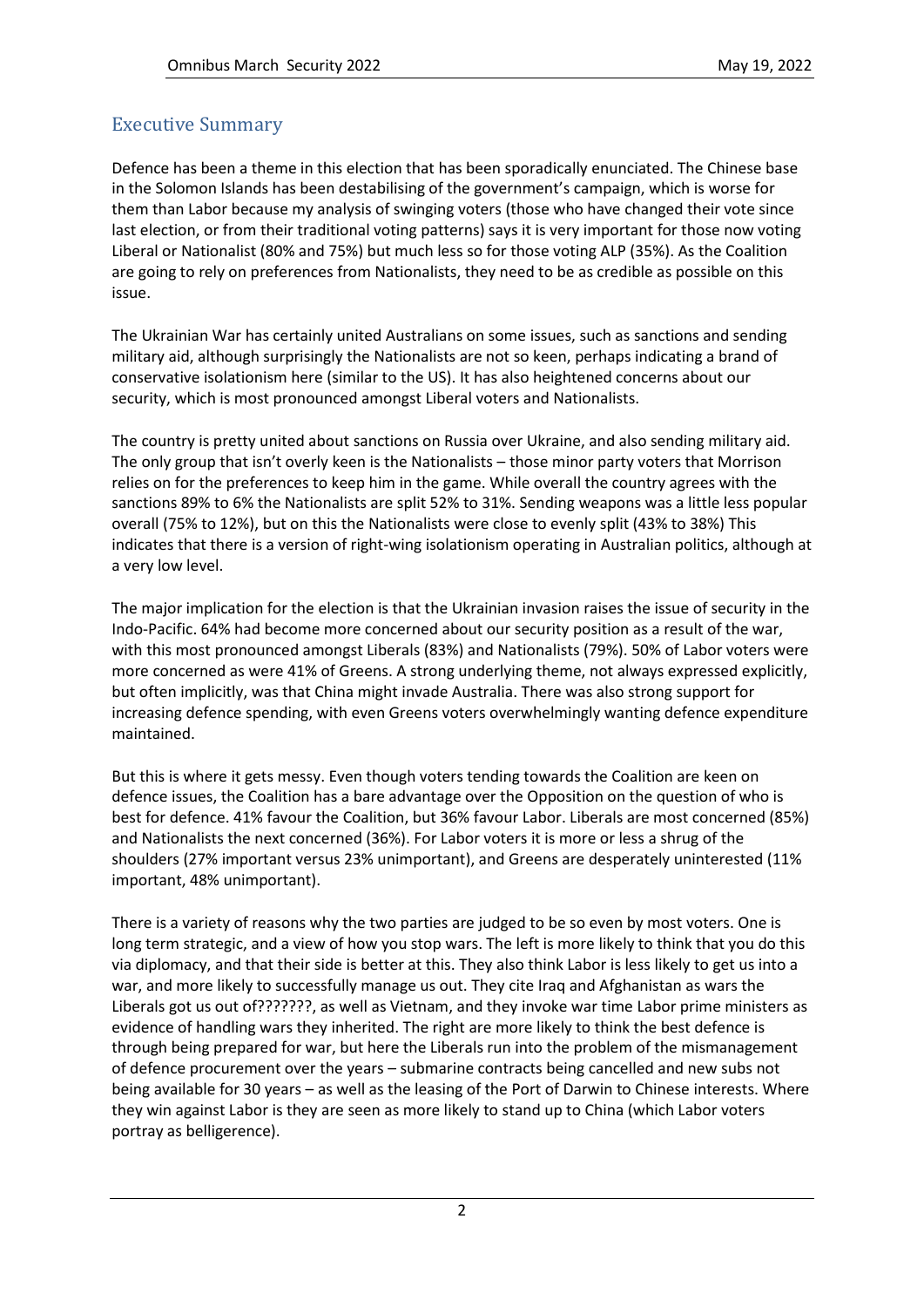## Executive Summary

Defence has been a theme in this election that has been sporadically enunciated. The Chinese base in the Solomon Islands has been destabilising of the government's campaign, which is worse for them than Labor because my analysis of swinging voters (those who have changed their vote since last election, or from their traditional voting patterns) says it is very important for those now voting Liberal or Nationalist (80% and 75%) but much less so for those voting ALP (35%). As the Coalition are going to rely on preferences from Nationalists, they need to be as credible as possible on this issue.

The Ukrainian War has certainly united Australians on some issues, such as sanctions and sending military aid, although surprisingly the Nationalists are not so keen, perhaps indicating a brand of conservative isolationism here (similar to the US). It has also heightened concerns about our security, which is most pronounced amongst Liberal voters and Nationalists.

The country is pretty united about sanctions on Russia over Ukraine, and also sending military aid. The only group that isn't overly keen is the Nationalists – those minor party voters that Morrison relies on for the preferences to keep him in the game. While overall the country agrees with the sanctions 89% to 6% the Nationalists are split 52% to 31%. Sending weapons was a little less popular overall (75% to 12%), but on this the Nationalists were close to evenly split (43% to 38%) This indicates that there is a version of right-wing isolationism operating in Australian politics, although at a very low level.

The major implication for the election is that the Ukrainian invasion raises the issue of security in the Indo-Pacific. 64% had become more concerned about our security position as a result of the war, with this most pronounced amongst Liberals (83%) and Nationalists (79%). 50% of Labor voters were more concerned as were 41% of Greens. A strong underlying theme, not always expressed explicitly, but often implicitly, was that China might invade Australia. There was also strong support for increasing defence spending, with even Greens voters overwhelmingly wanting defence expenditure maintained.

But this is where it gets messy. Even though voters tending towards the Coalition are keen on defence issues, the Coalition has a bare advantage over the Opposition on the question of who is best for defence. 41% favour the Coalition, but 36% favour Labor. Liberals are most concerned (85%) and Nationalists the next concerned (36%). For Labor voters it is more or less a shrug of the shoulders (27% important versus 23% unimportant), and Greens are desperately uninterested (11% important, 48% unimportant).

There is a variety of reasons why the two parties are judged to be so even by most voters. One is long term strategic, and a view of how you stop wars. The left is more likely to think that you do this via diplomacy, and that their side is better at this. They also think Labor is less likely to get us into a war, and more likely to successfully manage us out. They cite Iraq and Afghanistan as wars the Liberals got us out of???????, as well as Vietnam, and they invoke war time Labor prime ministers as evidence of handling wars they inherited. The right are more likely to think the best defence is through being prepared for war, but here the Liberals run into the problem of the mismanagement of defence procurement over the years – submarine contracts being cancelled and new subs not being available for 30 years – as well as the leasing of the Port of Darwin to Chinese interests. Where they win against Labor is they are seen as more likely to stand up to China (which Labor voters portray as belligerence).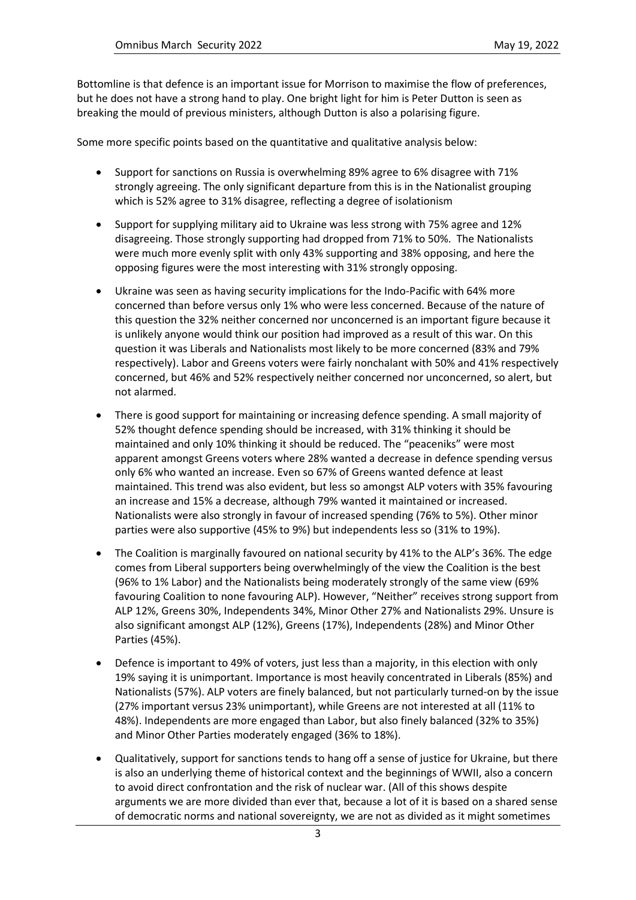Bottomline is that defence is an important issue for Morrison to maximise the flow of preferences, but he does not have a strong hand to play. One bright light for him is Peter Dutton is seen as breaking the mould of previous ministers, although Dutton is also a polarising figure.

Some more specific points based on the quantitative and qualitative analysis below:

- Support for sanctions on Russia is overwhelming 89% agree to 6% disagree with 71% strongly agreeing. The only significant departure from this is in the Nationalist grouping which is 52% agree to 31% disagree, reflecting a degree of isolationism
- Support for supplying military aid to Ukraine was less strong with 75% agree and 12% disagreeing. Those strongly supporting had dropped from 71% to 50%. The Nationalists were much more evenly split with only 43% supporting and 38% opposing, and here the opposing figures were the most interesting with 31% strongly opposing.
- Ukraine was seen as having security implications for the Indo-Pacific with 64% more concerned than before versus only 1% who were less concerned. Because of the nature of this question the 32% neither concerned nor unconcerned is an important figure because it is unlikely anyone would think our position had improved as a result of this war. On this question it was Liberals and Nationalists most likely to be more concerned (83% and 79% respectively). Labor and Greens voters were fairly nonchalant with 50% and 41% respectively concerned, but 46% and 52% respectively neither concerned nor unconcerned, so alert, but not alarmed.
- There is good support for maintaining or increasing defence spending. A small majority of 52% thought defence spending should be increased, with 31% thinking it should be maintained and only 10% thinking it should be reduced. The "peaceniks" were most apparent amongst Greens voters where 28% wanted a decrease in defence spending versus only 6% who wanted an increase. Even so 67% of Greens wanted defence at least maintained. This trend was also evident, but less so amongst ALP voters with 35% favouring an increase and 15% a decrease, although 79% wanted it maintained or increased. Nationalists were also strongly in favour of increased spending (76% to 5%). Other minor parties were also supportive (45% to 9%) but independents less so (31% to 19%).
- The Coalition is marginally favoured on national security by 41% to the ALP's 36%. The edge comes from Liberal supporters being overwhelmingly of the view the Coalition is the best (96% to 1% Labor) and the Nationalists being moderately strongly of the same view (69% favouring Coalition to none favouring ALP). However, "Neither" receives strong support from ALP 12%, Greens 30%, Independents 34%, Minor Other 27% and Nationalists 29%. Unsure is also significant amongst ALP (12%), Greens (17%), Independents (28%) and Minor Other Parties (45%).
- Defence is important to 49% of voters, just less than a majority, in this election with only 19% saying it is unimportant. Importance is most heavily concentrated in Liberals (85%) and Nationalists (57%). ALP voters are finely balanced, but not particularly turned-on by the issue (27% important versus 23% unimportant), while Greens are not interested at all (11% to 48%). Independents are more engaged than Labor, but also finely balanced (32% to 35%) and Minor Other Parties moderately engaged (36% to 18%).
- Qualitatively, support for sanctions tends to hang off a sense of justice for Ukraine, but there is also an underlying theme of historical context and the beginnings of WWII, also a concern to avoid direct confrontation and the risk of nuclear war. (All of this shows despite arguments we are more divided than ever that, because a lot of it is based on a shared sense of democratic norms and national sovereignty, we are not as divided as it might sometimes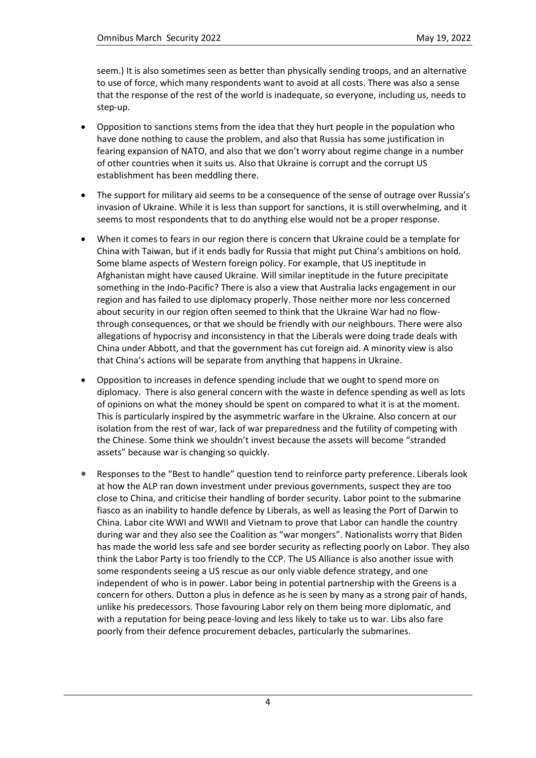seem.) It is also sometimes seen as better than physically sending troops, and an alternative to use of force, which many respondents want to avoid at all costs. There was also a sense that the response of the rest of the world is inadequate, so everyone, including us, needs to step-up.

- Opposition to sanctions stems from the idea that they hurt people in the population who have done nothing to cause the problem, and also that Russia has some justification in fearing expansion of NATO, and also that we don't worry about regime change in a number of other countries when it suits us. Also that Ukraine is corrupt and the corrupt US establishment has been meddling there.
- The support for military aid seems to be a consequence of the sense of outrage over Russia's invasion of Ukraine. While it is less than support for sanctions, it is still overwhelming, and it seems to most respondents that to do anything else would not be a proper response.
- When it comes to fears in our region there is concern that Ukraine could be a template for China with Taiwan, but if it ends badly for Russia that might put China's ambitions on hold. Some blame aspects of Western foreign policy. For example, that US ineptitude in Afghanistan might have caused Ukraine. Will similar ineptitude in the future precipitate something in the Indo-Pacific? There is also a view that Australia lacks engagement in our region and has failed to use diplomacy properly. Those neither more nor less concerned about security in our region often seemed to think that the Ukraine War had no flow-through consequences, or that we should be friendly with our neighbours. There were also allegations of hypocrisy and inconsistency in that the Liberals were doing trade deals with China under Abbott, and that the government has cut foreign aid. A minority view is also that China's actions will be separate from anything that happens in Ukraine.
- Opposition to increases in defence spending include that we ought to spend more on diplomacy. There is also general concern with the waste in defence spending as well as lots of opinions on what the money should be spent on compared to what it is at the moment. This is particularly inspired by the asymmetric warfare in the Ukraine. Also concern at our isolation from the rest of war, lack of war preparedness and the futility of competing with the Chinese. Some think we shouldn't invest because the assets will become "stranded assets" because war is changing so quickly.
- Responses to the "Best to handle" question tend to reinforce party preference. Liberals look at how the ALP ran down investment under previous governments, suspect they are too close to China, and criticise their handling of border security. Labor point to the submarine fiasco as an inability to handle defence by Liberals, as well as leasing the Port of Darwin to China. Labor cite WWI and WWII and Vietnam to prove that Labor can handle the country during war and they also see the Coalition as "war mongers". Nationalists worry that Biden has made the world less safe and see border security as reflecting poorly on Labor. They also think the Labor Party is too friendly to the CCP. The US Alliance is also another issue with some respondents seeing a US rescue as our only viable defence strategy, and one independent of who is in power. Labor being in potential partnership with the Greens is a concern for others. Dutton a plus in defence as he is seen by many as a strong pair of hands, unlike his predecessors. Those favouring Labor rely on them being more diplomatic, and with a reputation for being peace-loving and less likely to take us to war. Libs also fare poorly from their defence procurement debacles, particularly the submarines.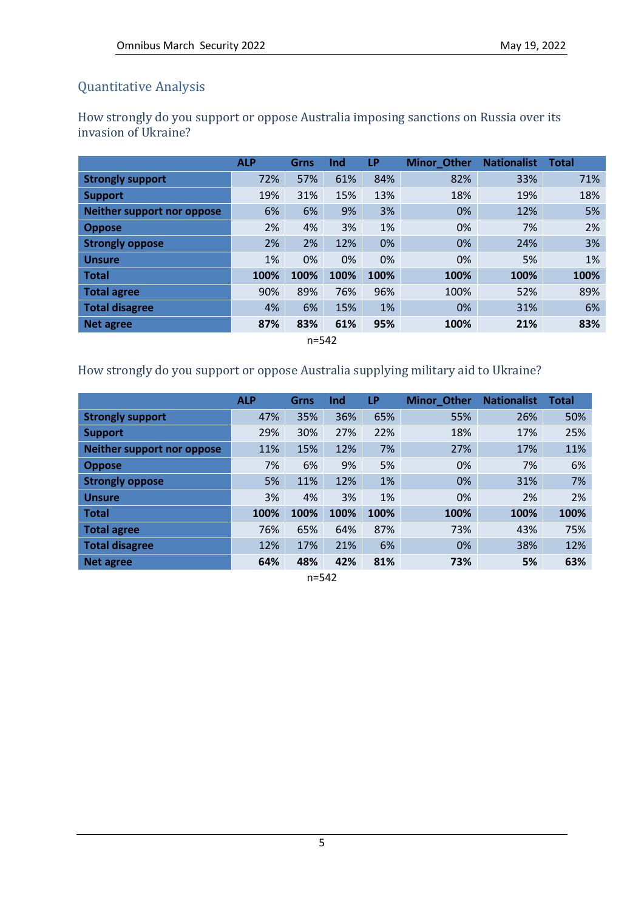## Quantitative Analysis

### How strongly do you support or oppose Australia imposing sanctions on Russia over its invasion of Ukraine?

| | ALP | Grns | Ind | LP | Minor_Other | Nationalist | Total |
|---|---|---|---|---|---|---|---|
| **Strongly support** | 72% | 57% | 61% | 84% | 82% | 33% | 71% |
| **Support** | 19% | 31% | 15% | 13% | 18% | 19% | 18% |
| **Neither support nor oppose** | 6% | 6% | 9% | 3% | 0% | 12% | 5% |
| **Oppose** | 2% | 4% | 3% | 1% | 0% | 7% | 2% |
| **Strongly oppose** | 2% | 2% | 12% | 0% | 0% | 24% | 3% |
| **Unsure** | 1% | 0% | 0% | 0% | 0% | 5% | 1% |
| **Total** | **100%** | **100%** | **100%** | **100%** | **100%** | **100%** | **100%** |
| **Total agree** | 90% | 89% | 76% | 96% | 100% | 52% | 89% |
| **Total disagree** | 4% | 6% | 15% | 1% | 0% | 31% | 6% |
| **Net agree** | **87%** | **83%** | **61%** | **95%** | **100%** | **21%** | **83%** |

n=542

### How strongly do you support or oppose Australia supplying military aid to Ukraine?

| | ALP | Grns | Ind | LP | Minor_Other | Nationalist | Total |
|---|---|---|---|---|---|---|---|
| **Strongly support** | 47% | 35% | 36% | 65% | 55% | 26% | 50% |
| **Support** | 29% | 30% | 27% | 22% | 18% | 17% | 25% |
| **Neither support nor oppose** | 11% | 15% | 12% | 7% | 27% | 17% | 11% |
| **Oppose** | 7% | 6% | 9% | 5% | 0% | 7% | 6% |
| **Strongly oppose** | 5% | 11% | 12% | 1% | 0% | 31% | 7% |
| **Unsure** | 3% | 4% | 3% | 1% | 0% | 2% | 2% |
| **Total** | **100%** | **100%** | **100%** | **100%** | **100%** | **100%** | **100%** |
| **Total agree** | 76% | 65% | 64% | 87% | 73% | 43% | 75% |
| **Total disagree** | 12% | 17% | 21% | 6% | 0% | 38% | 12% |
| **Net agree** | **64%** | **48%** | **42%** | **81%** | **73%** | **5%** | **63%** |

n=542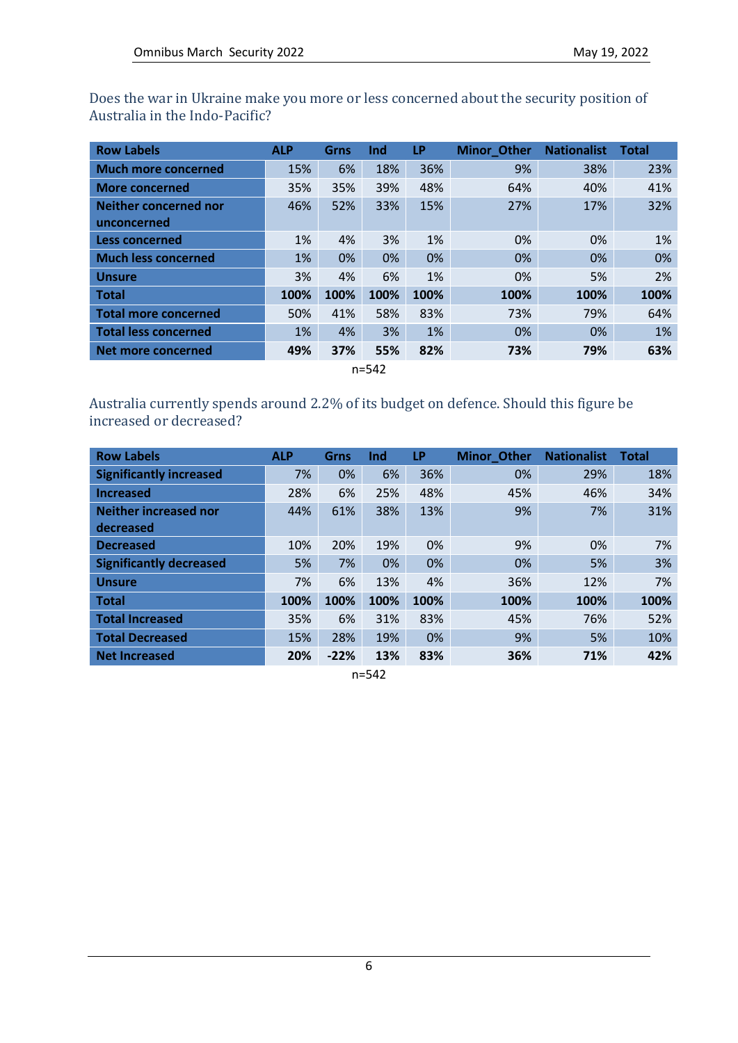Does the war in Ukraine make you more or less concerned about the security position of Australia in the Indo-Pacific?

| Row Labels | ALP | Grns | Ind | LP | Minor_Other | Nationalist | Total |
|---|---|---|---|---|---|---|---|
| Much more concerned | 15% | 6% | 18% | 36% | 9% | 38% | 23% |
| More concerned | 35% | 35% | 39% | 48% | 64% | 40% | 41% |
| Neither concerned nor unconcerned | 46% | 52% | 33% | 15% | 27% | 17% | 32% |
| Less concerned | 1% | 4% | 3% | 1% | 0% | 0% | 1% |
| Much less concerned | 1% | 0% | 0% | 0% | 0% | 0% | 0% |
| Unsure | 3% | 4% | 6% | 1% | 0% | 5% | 2% |
| **Total** | **100%** | **100%** | **100%** | **100%** | **100%** | **100%** | **100%** |
| Total more concerned | 50% | 41% | 58% | 83% | 73% | 79% | 64% |
| Total less concerned | 1% | 4% | 3% | 1% | 0% | 0% | 1% |
| **Net more concerned** | **49%** | **37%** | **55%** | **82%** | **73%** | **79%** | **63%** |

n=542

Australia currently spends around 2.2% of its budget on defence. Should this figure be increased or decreased?

| Row Labels | ALP | Grns | Ind | LP | Minor_Other | Nationalist | Total |
|---|---|---|---|---|---|---|---|
| Significantly increased | 7% | 0% | 6% | 36% | 0% | 29% | 18% |
| Increased | 28% | 6% | 25% | 48% | 45% | 46% | 34% |
| Neither increased nor decreased | 44% | 61% | 38% | 13% | 9% | 7% | 31% |
| Decreased | 10% | 20% | 19% | 0% | 9% | 0% | 7% |
| Significantly decreased | 5% | 7% | 0% | 0% | 0% | 5% | 3% |
| Unsure | 7% | 6% | 13% | 4% | 36% | 12% | 7% |
| **Total** | **100%** | **100%** | **100%** | **100%** | **100%** | **100%** | **100%** |
| Total Increased | 35% | 6% | 31% | 83% | 45% | 76% | 52% |
| Total Decreased | 15% | 28% | 19% | 0% | 9% | 5% | 10% |
| **Net Increased** | **20%** | **-22%** | **13%** | **83%** | **36%** | **71%** | **42%** |

n=542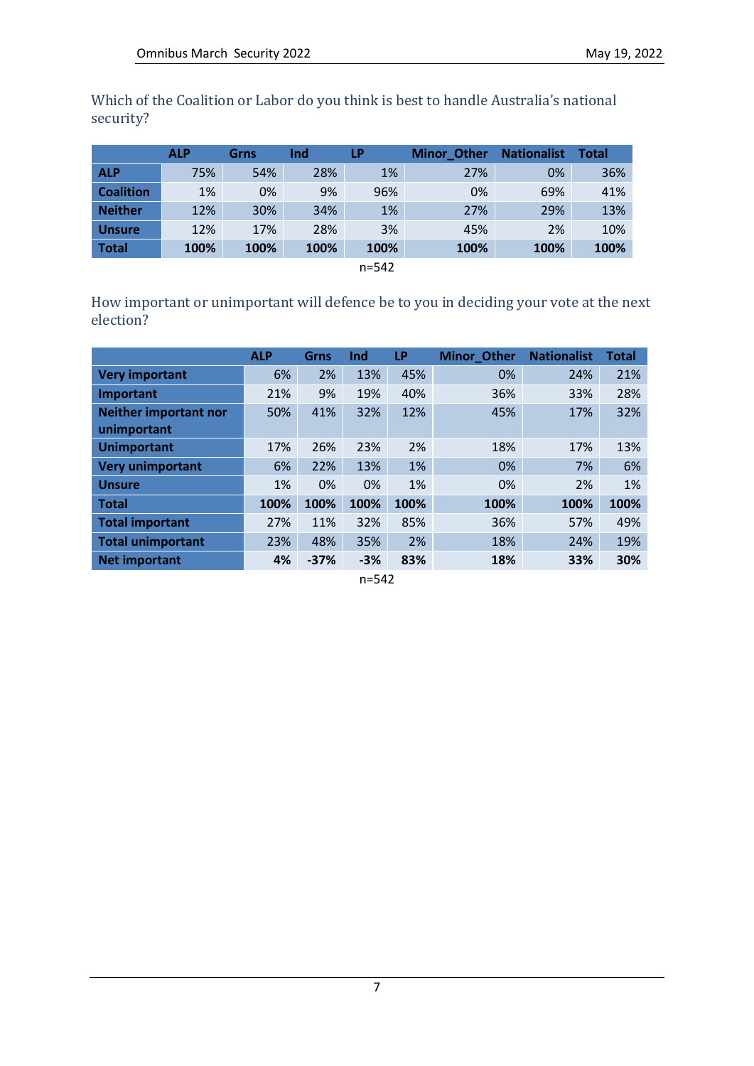Which of the Coalition or Labor do you think is best to handle Australia's national security?

| | ALP | Grns | Ind | LP | Minor_Other | Nationalist | Total |
|---|---|---|---|---|---|---|---|
| **ALP** | 75% | 54% | 28% | 1% | 27% | 0% | 36% |
| **Coalition** | 1% | 0% | 9% | 96% | 0% | 69% | 41% |
| **Neither** | 12% | 30% | 34% | 1% | 27% | 29% | 13% |
| **Unsure** | 12% | 17% | 28% | 3% | 45% | 2% | 10% |
| **Total** | **100%** | **100%** | **100%** | **100%** | **100%** | **100%** | **100%** |

n=542

How important or unimportant will defence be to you in deciding your vote at the next election?

| | ALP | Grns | Ind | LP | Minor_Other | Nationalist | Total |
|---|---|---|---|---|---|---|---|
| **Very important** | 6% | 2% | 13% | 45% | 0% | 24% | 21% |
| **Important** | 21% | 9% | 19% | 40% | 36% | 33% | 28% |
| **Neither important nor unimportant** | 50% | 41% | 32% | 12% | 45% | 17% | 32% |
| **Unimportant** | 17% | 26% | 23% | 2% | 18% | 17% | 13% |
| **Very unimportant** | 6% | 22% | 13% | 1% | 0% | 7% | 6% |
| **Unsure** | 1% | 0% | 0% | 1% | 0% | 2% | 1% |
| **Total** | **100%** | **100%** | **100%** | **100%** | **100%** | **100%** | **100%** |
| **Total important** | 27% | 11% | 32% | 85% | 36% | 57% | 49% |
| **Total unimportant** | 23% | 48% | 35% | 2% | 18% | 24% | 19% |
| **Net important** | **4%** | **-37%** | **-3%** | **83%** | **18%** | **33%** | **30%** |

n=542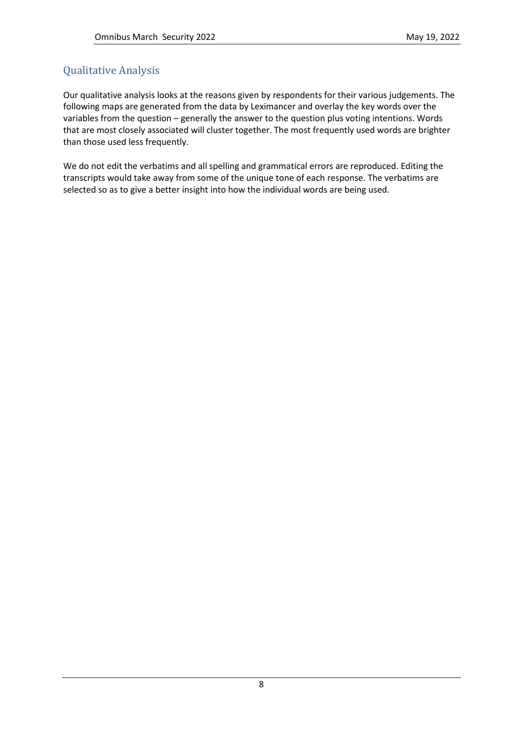## Qualitative Analysis

Our qualitative analysis looks at the reasons given by respondents for their various judgements. The following maps are generated from the data by Leximancer and overlay the key words over the variables from the question – generally the answer to the question plus voting intentions. Words that are most closely associated will cluster together. The most frequently used words are brighter than those used less frequently.

We do not edit the verbatims and all spelling and grammatical errors are reproduced. Editing the transcripts would take away from some of the unique tone of each response. The verbatims are selected so as to give a better insight into how the individual words are being used.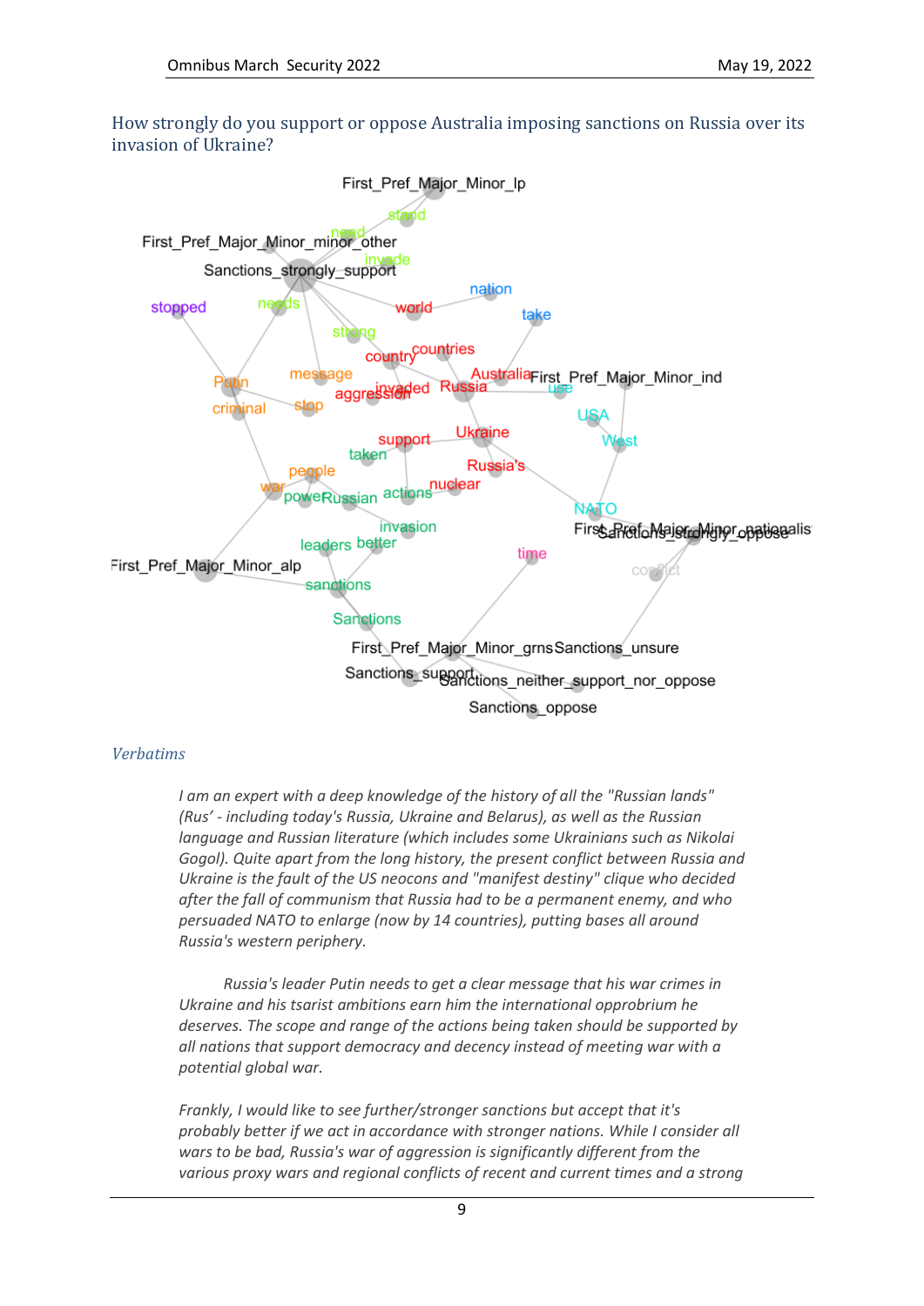How strongly do you support or oppose Australia imposing sanctions on Russia over its invasion of Ukraine?

### *Verbatims*

*I am an expert with a deep knowledge of the history of all the "Russian lands" (Rus' - including today's Russia, Ukraine and Belarus), as well as the Russian language and Russian literature (which includes some Ukrainians such as Nikolai Gogol). Quite apart from the long history, the present conflict between Russia and Ukraine is the fault of the US neocons and "manifest destiny" clique who decided after the fall of communism that Russia had to be a permanent enemy, and who persuaded NATO to enlarge (now by 14 countries), putting bases all around Russia's western periphery.*

*Russia's leader Putin needs to get a clear message that his war crimes in Ukraine and his tsarist ambitions earn him the international opprobrium he deserves. The scope and range of the actions being taken should be supported by all nations that support democracy and decency instead of meeting war with a potential global war.*

*Frankly, I would like to see further/stronger sanctions but accept that it's probably better if we act in accordance with stronger nations. While I consider all wars to be bad, Russia's war of aggression is significantly different from the various proxy wars and regional conflicts of recent and current times and a strong*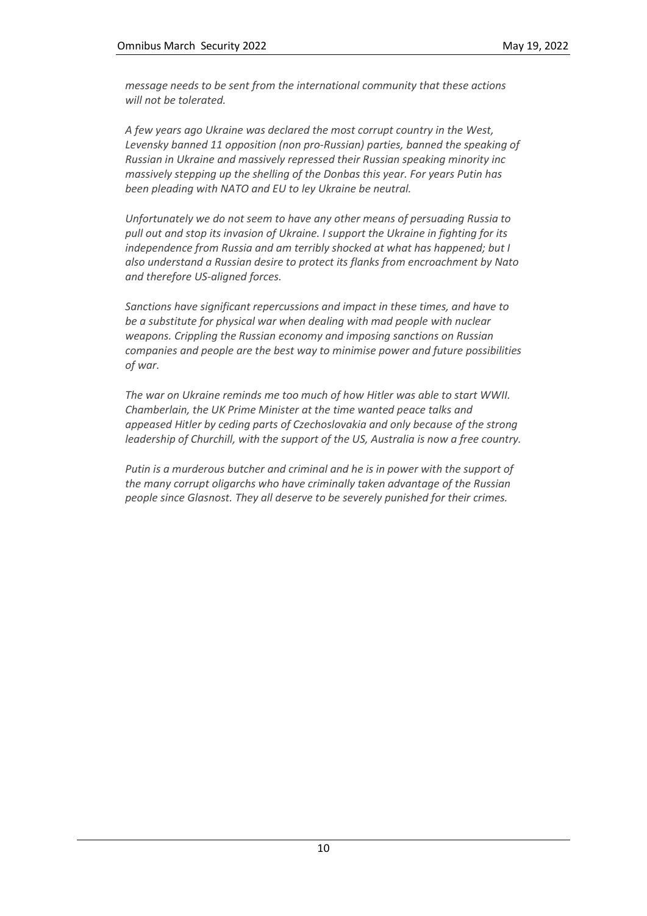*message needs to be sent from the international community that these actions will not be tolerated.*

*A few years ago Ukraine was declared the most corrupt country in the West, Levensky banned 11 opposition (non pro-Russian) parties, banned the speaking of Russian in Ukraine and massively repressed their Russian speaking minority inc massively stepping up the shelling of the Donbas this year. For years Putin has been pleading with NATO and EU to ley Ukraine be neutral.*

*Unfortunately we do not seem to have any other means of persuading Russia to pull out and stop its invasion of Ukraine. I support the Ukraine in fighting for its independence from Russia and am terribly shocked at what has happened; but I also understand a Russian desire to protect its flanks from encroachment by Nato and therefore US-aligned forces.*

*Sanctions have significant repercussions and impact in these times, and have to be a substitute for physical war when dealing with mad people with nuclear weapons. Crippling the Russian economy and imposing sanctions on Russian companies and people are the best way to minimise power and future possibilities of war.*

*The war on Ukraine reminds me too much of how Hitler was able to start WWII. Chamberlain, the UK Prime Minister at the time wanted peace talks and appeased Hitler by ceding parts of Czechoslovakia and only because of the strong leadership of Churchill, with the support of the US, Australia is now a free country.*

*Putin is a murderous butcher and criminal and he is in power with the support of the many corrupt oligarchs who have criminally taken advantage of the Russian people since Glasnost. They all deserve to be severely punished for their crimes.*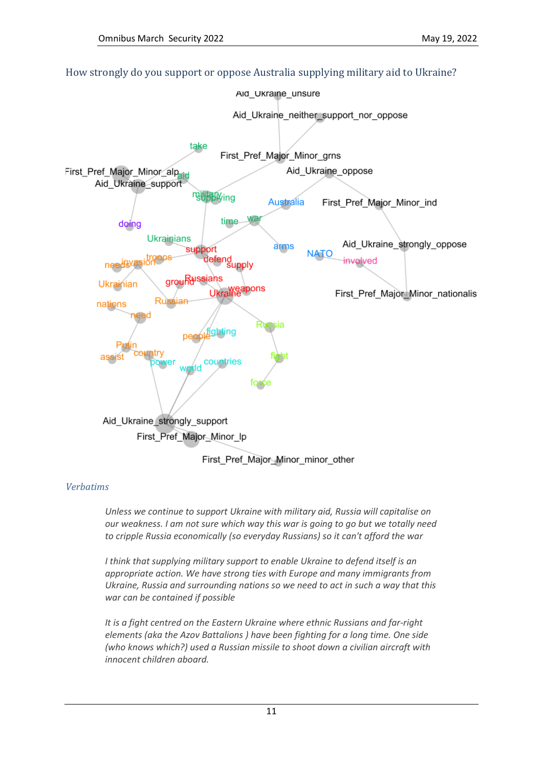## How strongly do you support or oppose Australia supplying military aid to Ukraine?

*Verbatims*

*Unless we continue to support Ukraine with military aid, Russia will capitalise on our weakness. I am not sure which way this war is going to go but we totally need to cripple Russia economically (so everyday Russians) so it can't afford the war*

*I think that supplying military support to enable Ukraine to defend itself is an appropriate action. We have strong ties with Europe and many immigrants from Ukraine, Russia and surrounding nations so we need to act in such a way that this war can be contained if possible*

*It is a fight centred on the Eastern Ukraine where ethnic Russians and far-right elements (aka the Azov Battalions ) have been fighting for a long time. One side (who knows which?) used a Russian missile to shoot down a civilian aircraft with innocent children aboard.*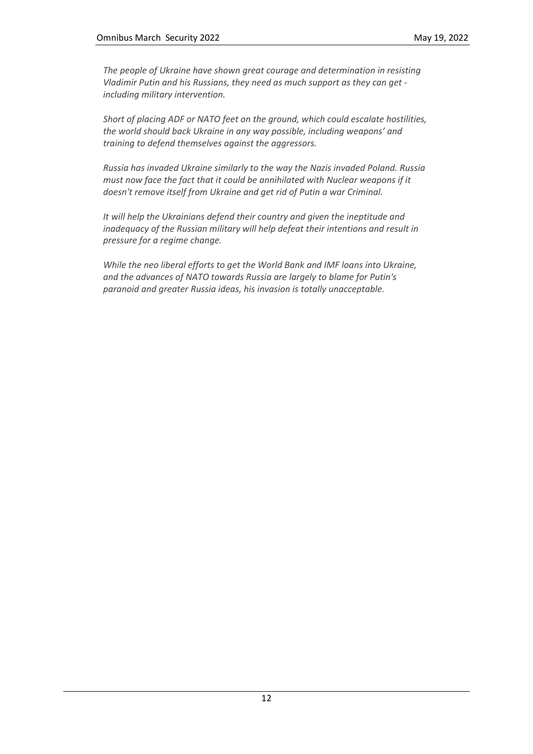*The people of Ukraine have shown great courage and determination in resisting Vladimir Putin and his Russians, they need as much support as they can get - including military intervention.*

*Short of placing ADF or NATO feet on the ground, which could escalate hostilities, the world should back Ukraine in any way possible, including weapons' and training to defend themselves against the aggressors.*

*Russia has invaded Ukraine similarly to the way the Nazis invaded Poland. Russia must now face the fact that it could be annihilated with Nuclear weapons if it doesn't remove itself from Ukraine and get rid of Putin a war Criminal.*

*It will help the Ukrainians defend their country and given the ineptitude and inadequacy of the Russian military will help defeat their intentions and result in pressure for a regime change.*

*While the neo liberal efforts to get the World Bank and IMF loans into Ukraine, and the advances of NATO towards Russia are largely to blame for Putin's paranoid and greater Russia ideas, his invasion is totally unacceptable.*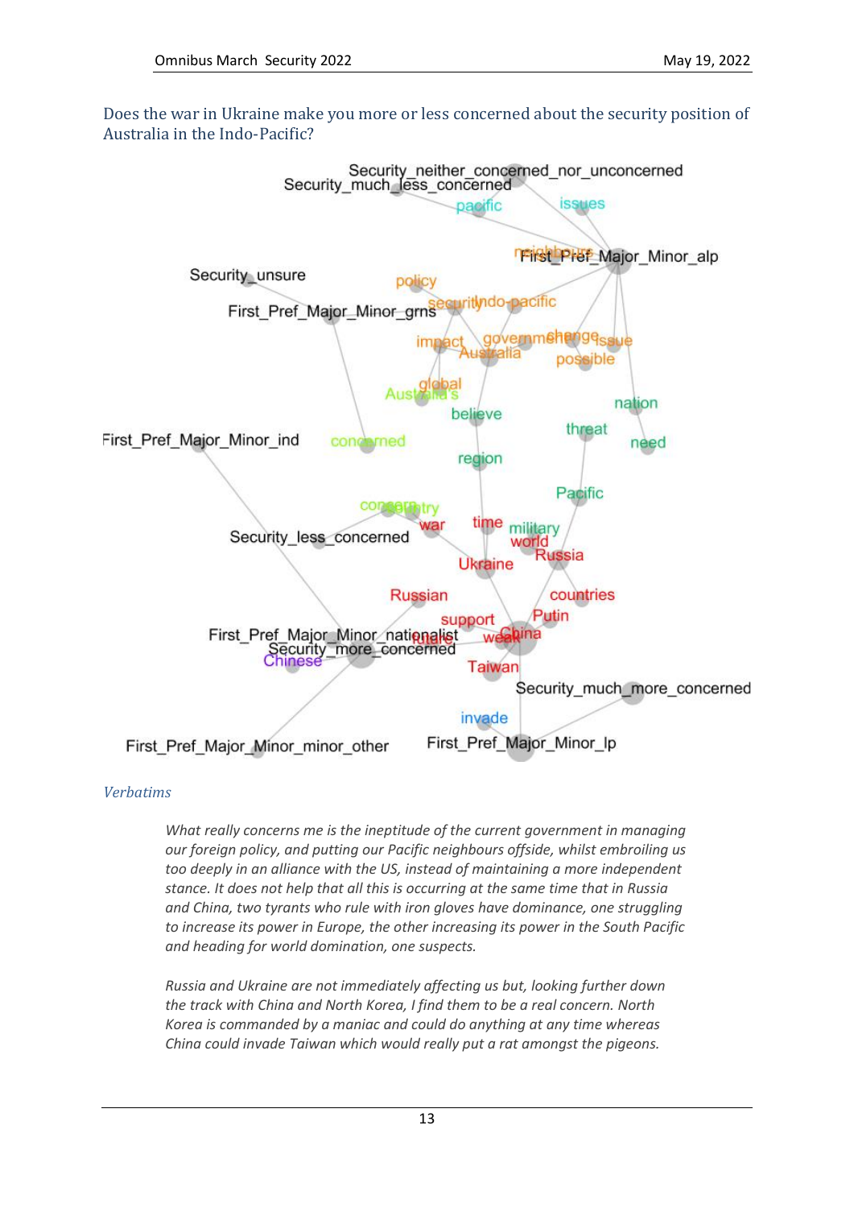Does the war in Ukraine make you more or less concerned about the security position of Australia in the Indo-Pacific?

*Verbatims*

> *What really concerns me is the ineptitude of the current government in managing our foreign policy, and putting our Pacific neighbours offside, whilst embroiling us too deeply in an alliance with the US, instead of maintaining a more independent stance. It does not help that all this is occurring at the same time that in Russia and China, two tyrants who rule with iron gloves have dominance, one struggling to increase its power in Europe, the other increasing its power in the South Pacific and heading for world domination, one suspects.*

> *Russia and Ukraine are not immediately affecting us but, looking further down the track with China and North Korea, I find them to be a real concern. North Korea is commanded by a maniac and could do anything at any time whereas China could invade Taiwan which would really put a rat amongst the pigeons.*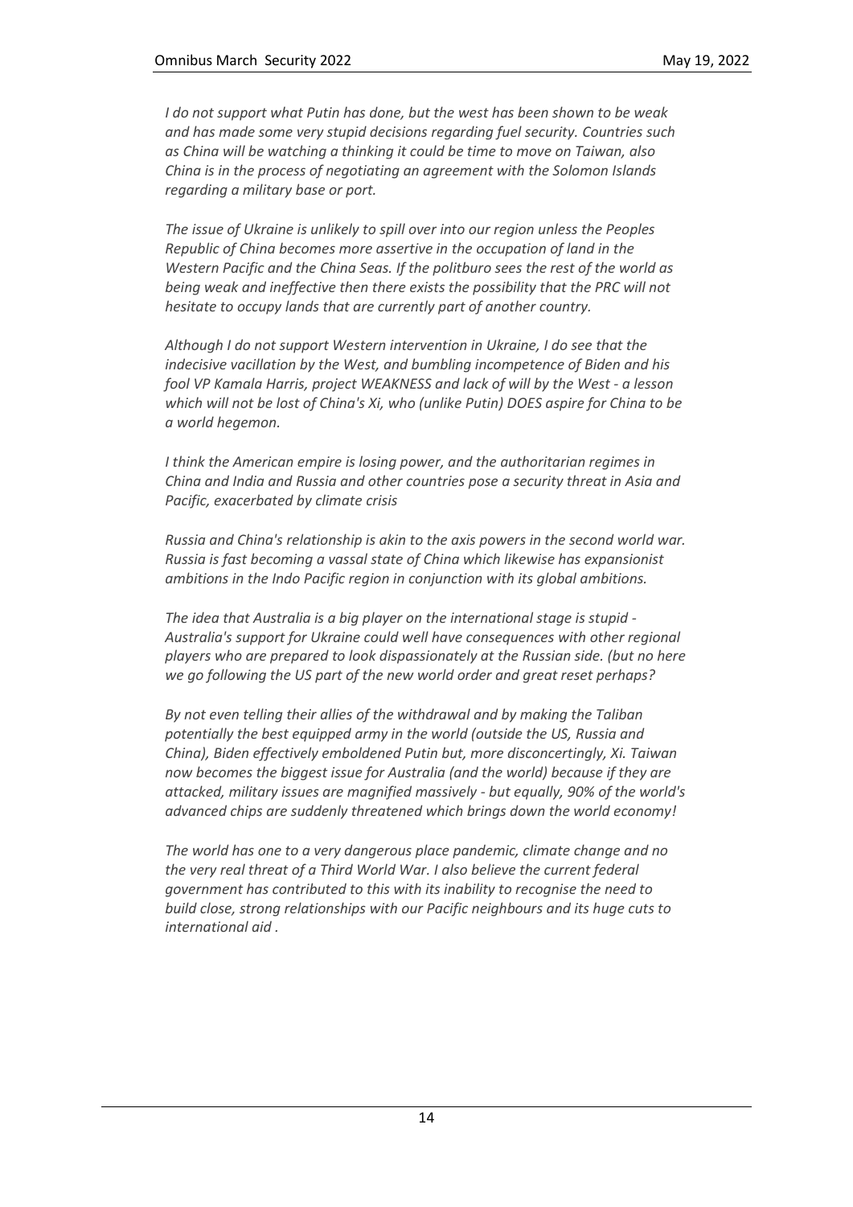*I do not support what Putin has done, but the west has been shown to be weak and has made some very stupid decisions regarding fuel security. Countries such as China will be watching a thinking it could be time to move on Taiwan, also China is in the process of negotiating an agreement with the Solomon Islands regarding a military base or port.*

*The issue of Ukraine is unlikely to spill over into our region unless the Peoples Republic of China becomes more assertive in the occupation of land in the Western Pacific and the China Seas. If the politburo sees the rest of the world as being weak and ineffective then there exists the possibility that the PRC will not hesitate to occupy lands that are currently part of another country.*

*Although I do not support Western intervention in Ukraine, I do see that the indecisive vacillation by the West, and bumbling incompetence of Biden and his fool VP Kamala Harris, project WEAKNESS and lack of will by the West - a lesson which will not be lost of China's Xi, who (unlike Putin) DOES aspire for China to be a world hegemon.*

*I think the American empire is losing power, and the authoritarian regimes in China and India and Russia and other countries pose a security threat in Asia and Pacific, exacerbated by climate crisis*

*Russia and China's relationship is akin to the axis powers in the second world war. Russia is fast becoming a vassal state of China which likewise has expansionist ambitions in the Indo Pacific region in conjunction with its global ambitions.*

*The idea that Australia is a big player on the international stage is stupid - Australia's support for Ukraine could well have consequences with other regional players who are prepared to look dispassionately at the Russian side. (but no here we go following the US part of the new world order and great reset perhaps?*

*By not even telling their allies of the withdrawal and by making the Taliban potentially the best equipped army in the world (outside the US, Russia and China), Biden effectively emboldened Putin but, more disconcertingly, Xi. Taiwan now becomes the biggest issue for Australia (and the world) because if they are attacked, military issues are magnified massively - but equally, 90% of the world's advanced chips are suddenly threatened which brings down the world economy!*

*The world has one to a very dangerous place pandemic, climate change and no the very real threat of a Third World War. I also believe the current federal government has contributed to this with its inability to recognise the need to build close, strong relationships with our Pacific neighbours and its huge cuts to international aid .*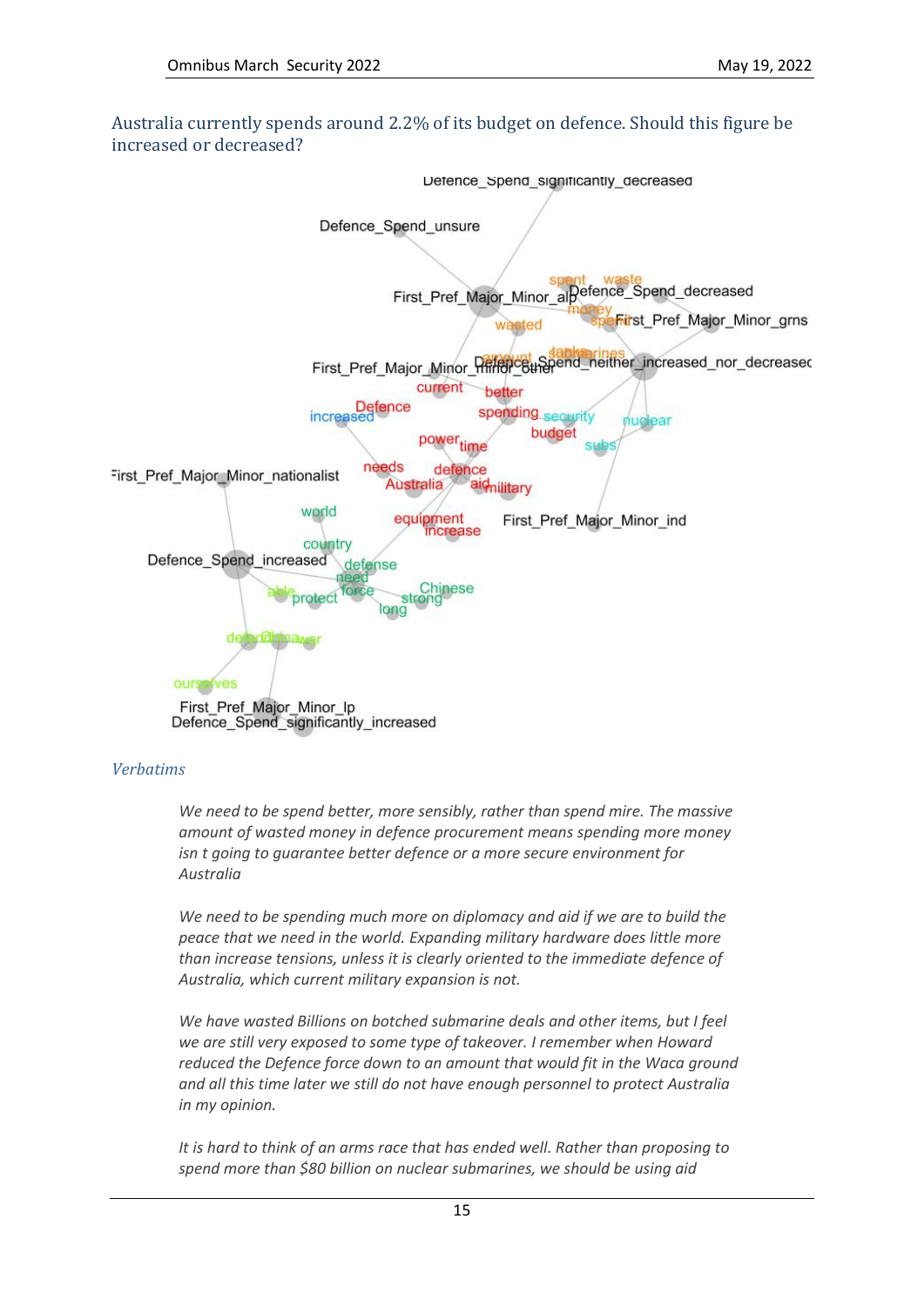## Australia currently spends around 2.2% of its budget on defence. Should this figure be increased or decreased?

### *Verbatims*

*We need to be spend better, more sensibly, rather than spend mire. The massive amount of wasted money in defence procurement means spending more money isn t going to guarantee better defence or a more secure environment for Australia*

*We need to be spending much more on diplomacy and aid if we are to build the peace that we need in the world. Expanding military hardware does little more than increase tensions, unless it is clearly oriented to the immediate defence of Australia, which current military expansion is not.*

*We have wasted Billions on botched submarine deals and other items, but I feel we are still very exposed to some type of takeover. I remember when Howard reduced the Defence force down to an amount that would fit in the Waca ground and all this time later we still do not have enough personnel to protect Australia in my opinion.*

*It is hard to think of an arms race that has ended well. Rather than proposing to spend more than $80 billion on nuclear submarines, we should be using aid*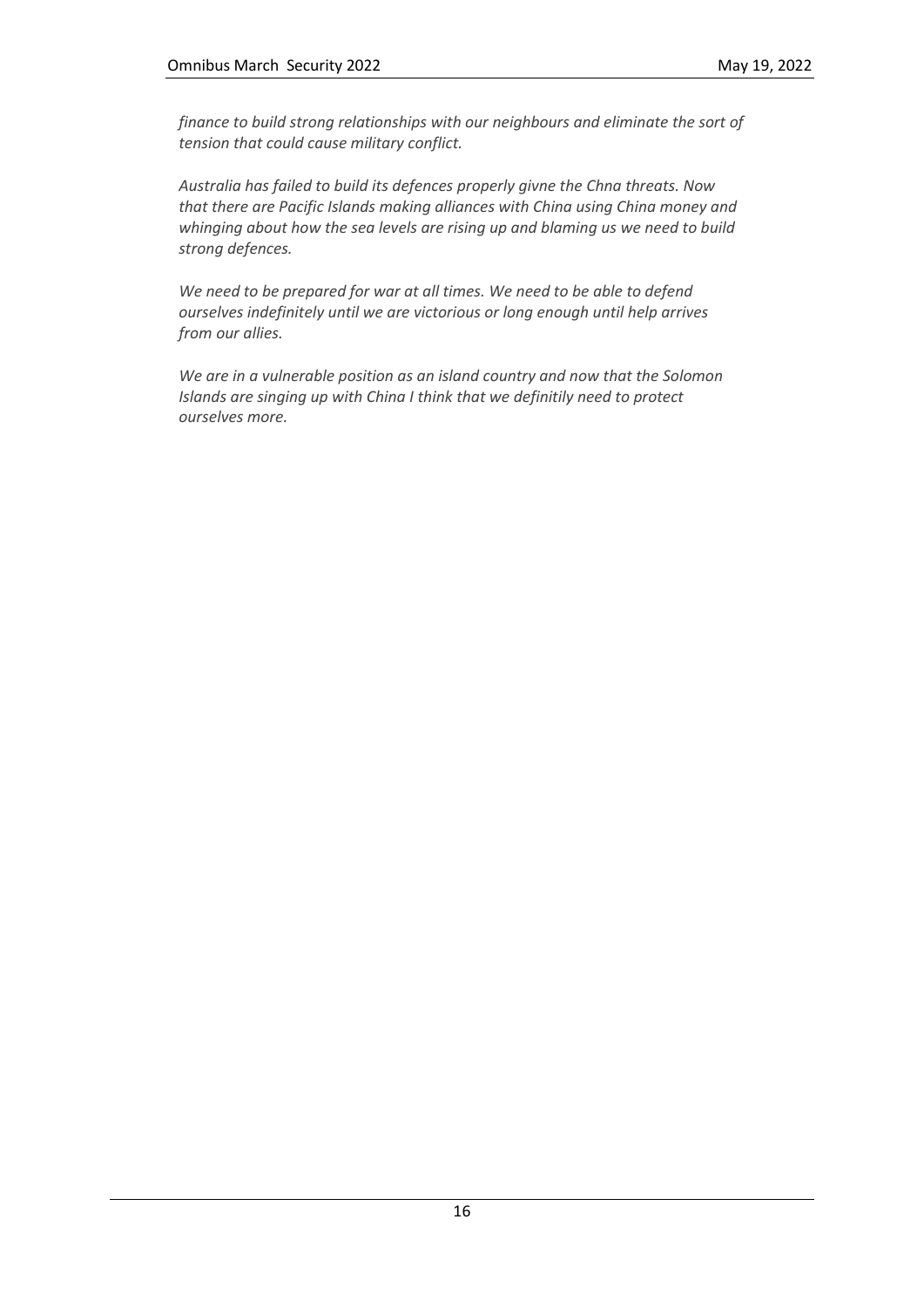*finance to build strong relationships with our neighbours and eliminate the sort of tension that could cause military conflict.*

*Australia has failed to build its defences properly givne the Chna threats. Now that there are Pacific Islands making alliances with China using China money and whinging about how the sea levels are rising up and blaming us we need to build strong defences.*

*We need to be prepared for war at all times. We need to be able to defend ourselves indefinitely until we are victorious or long enough until help arrives from our allies.*

*We are in a vulnerable position as an island country and now that the Solomon Islands are singing up with China I think that we definitily need to protect ourselves more.*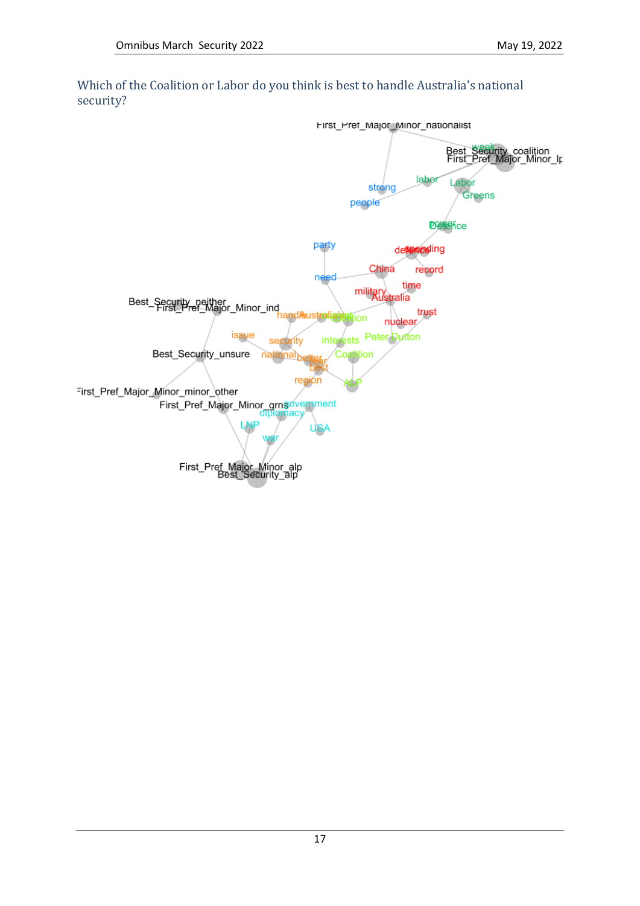Which of the Coalition or Labor do you think is best to handle Australia's national security?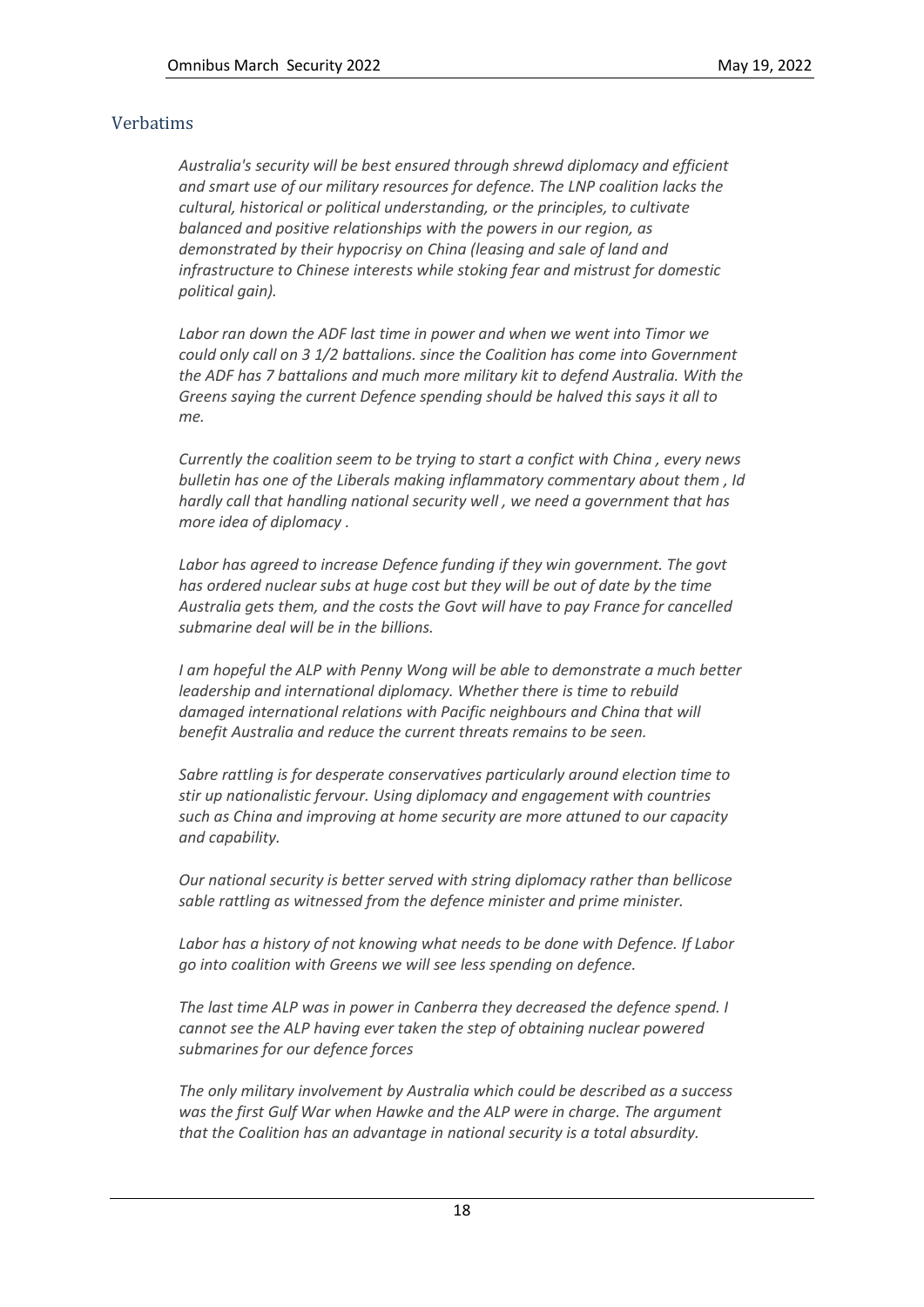## Verbatims

*Australia's security will be best ensured through shrewd diplomacy and efficient and smart use of our military resources for defence. The LNP coalition lacks the cultural, historical or political understanding, or the principles, to cultivate balanced and positive relationships with the powers in our region, as demonstrated by their hypocrisy on China (leasing and sale of land and infrastructure to Chinese interests while stoking fear and mistrust for domestic political gain).*

*Labor ran down the ADF last time in power and when we went into Timor we could only call on 3 1/2 battalions. since the Coalition has come into Government the ADF has 7 battalions and much more military kit to defend Australia. With the Greens saying the current Defence spending should be halved this says it all to me.*

*Currently the coalition seem to be trying to start a confict with China , every news bulletin has one of the Liberals making inflammatory commentary about them , Id hardly call that handling national security well , we need a government that has more idea of diplomacy .*

*Labor has agreed to increase Defence funding if they win government. The govt has ordered nuclear subs at huge cost but they will be out of date by the time Australia gets them, and the costs the Govt will have to pay France for cancelled submarine deal will be in the billions.*

*I am hopeful the ALP with Penny Wong will be able to demonstrate a much better leadership and international diplomacy. Whether there is time to rebuild damaged international relations with Pacific neighbours and China that will benefit Australia and reduce the current threats remains to be seen.*

*Sabre rattling is for desperate conservatives particularly around election time to stir up nationalistic fervour. Using diplomacy and engagement with countries such as China and improving at home security are more attuned to our capacity and capability.*

*Our national security is better served with string diplomacy rather than bellicose sable rattling as witnessed from the defence minister and prime minister.*

*Labor has a history of not knowing what needs to be done with Defence. If Labor go into coalition with Greens we will see less spending on defence.*

*The last time ALP was in power in Canberra they decreased the defence spend. I cannot see the ALP having ever taken the step of obtaining nuclear powered submarines for our defence forces*

*The only military involvement by Australia which could be described as a success was the first Gulf War when Hawke and the ALP were in charge. The argument that the Coalition has an advantage in national security is a total absurdity.*